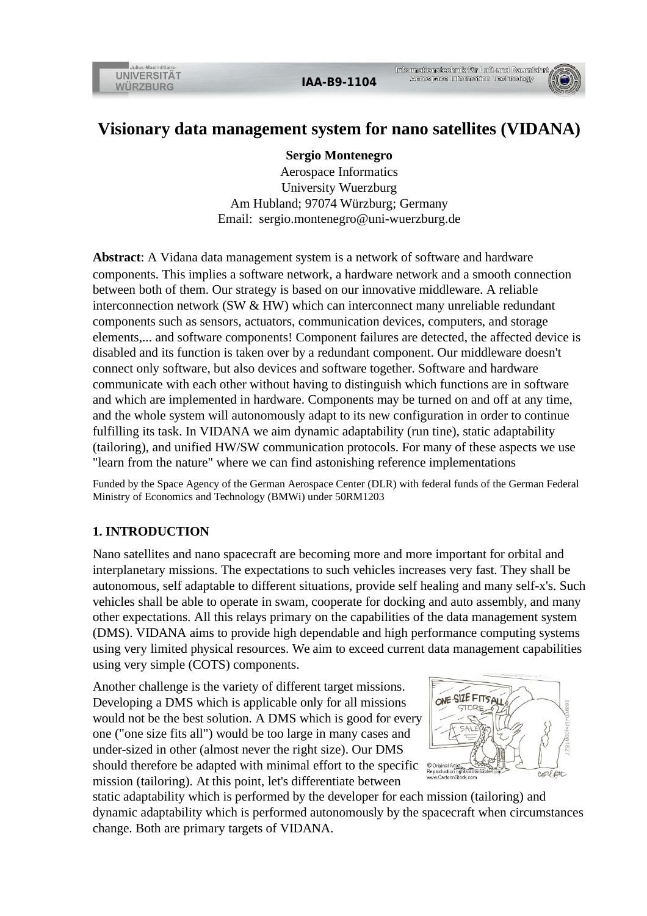# Visionary data management system for nano satellites (VIDANA)

**Sergio Montenegro**
Aerospace Informatics
University Wuerzburg
Am Hubland; 97074 Würzburg; Germany
Email: sergio.montenegro@uni-wuerzburg.de

**Abstract**: A Vidana data management system is a network of software and hardware components. This implies a software network, a hardware network and a smooth connection between both of them. Our strategy is based on our innovative middleware. A reliable interconnection network (SW & HW) which can interconnect many unreliable redundant components such as sensors, actuators, communication devices, computers, and storage elements,... and software components! Component failures are detected, the affected device is disabled and its function is taken over by a redundant component. Our middleware doesn't connect only software, but also devices and software together. Software and hardware communicate with each other without having to distinguish which functions are in software and which are implemented in hardware. Components may be turned on and off at any time, and the whole system will autonomously adapt to its new configuration in order to continue fulfilling its task. In VIDANA we aim dynamic adaptability (run tine), static adaptability (tailoring), and unified HW/SW communication protocols. For many of these aspects we use "learn from the nature" where we can find astonishing reference implementations

Funded by the Space Agency of the German Aerospace Center (DLR) with federal funds of the German Federal Ministry of Economics and Technology (BMWi) under 50RM1203

## 1. INTRODUCTION

Nano satellites and nano spacecraft are becoming more and more important for orbital and interplanetary missions. The expectations to such vehicles increases very fast. They shall be autonomous, self adaptable to different situations, provide self healing and many self-x's. Such vehicles shall be able to operate in swam, cooperate for docking and auto assembly, and many other expectations. All this relays primary on the capabilities of the data management system (DMS). VIDANA aims to provide high dependable and high performance computing systems using very limited physical resources. We aim to exceed current data management capabilities using very simple (COTS) components.

Another challenge is the variety of different target missions. Developing a DMS which is applicable only for all missions would not be the best solution. A DMS which is good for every one ("one size fits all") would be too large in many cases and under-sized in other (almost never the right size). Our DMS should therefore be adapted with minimal effort to the specific mission (tailoring). At this point, let's differentiate between static adaptability which is performed by the developer for each mission (tailoring) and dynamic adaptability which is performed autonomously by the spacecraft when circumstances change. Both are primary targets of VIDANA.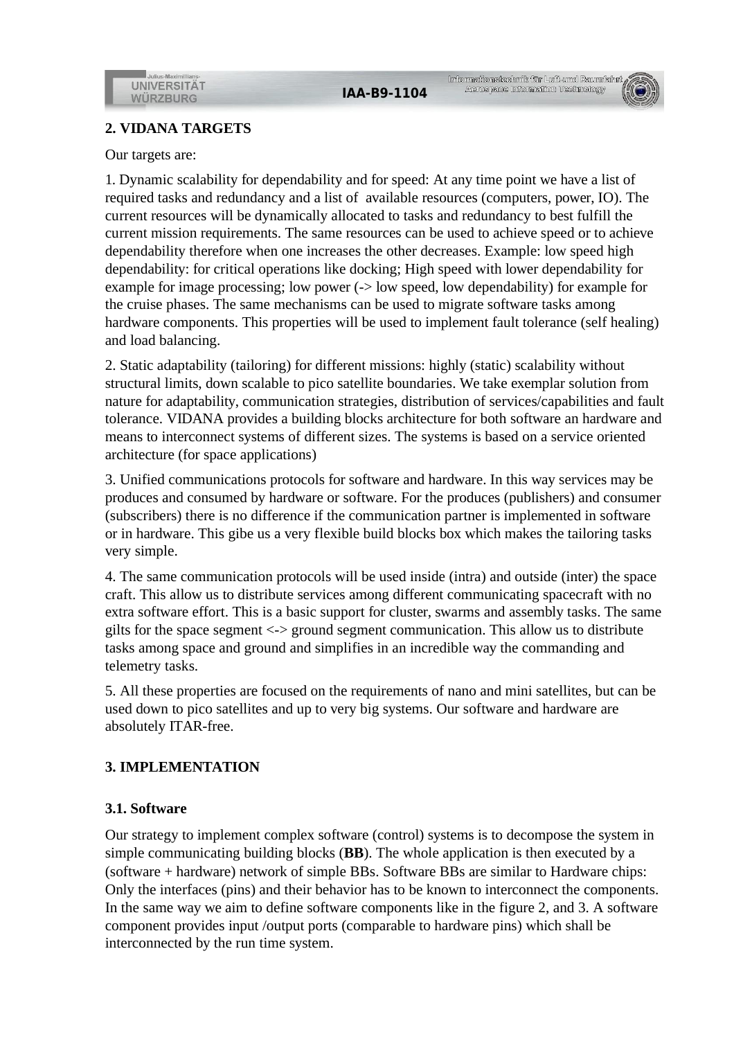## 2. VIDANA TARGETS

Our targets are:

1. Dynamic scalability for dependability and for speed: At any time point we have a list of required tasks and redundancy and a list of  available resources (computers, power, IO). The current resources will be dynamically allocated to tasks and redundancy to best fulfill the current mission requirements. The same resources can be used to achieve speed or to achieve dependability therefore when one increases the other decreases. Example: low speed high dependability: for critical operations like docking; High speed with lower dependability for example for image processing; low power (-> low speed, low dependability) for example for the cruise phases. The same mechanisms can be used to migrate software tasks among hardware components. This properties will be used to implement fault tolerance (self healing) and load balancing.

2. Static adaptability (tailoring) for different missions: highly (static) scalability without structural limits, down scalable to pico satellite boundaries. We take exemplar solution from nature for adaptability, communication strategies, distribution of services/capabilities and fault tolerance. VIDANA provides a building blocks architecture for both software an hardware and means to interconnect systems of different sizes. The systems is based on a service oriented architecture (for space applications)

3. Unified communications protocols for software and hardware. In this way services may be produces and consumed by hardware or software. For the produces (publishers) and consumer (subscribers) there is no difference if the communication partner is implemented in software or in hardware. This gibe us a very flexible build blocks box which makes the tailoring tasks very simple.

4. The same communication protocols will be used inside (intra) and outside (inter) the space craft. This allow us to distribute services among different communicating spacecraft with no extra software effort. This is a basic support for cluster, swarms and assembly tasks. The same gilts for the space segment <-> ground segment communication. This allow us to distribute tasks among space and ground and simplifies in an incredible way the commanding and telemetry tasks.

5. All these properties are focused on the requirements of nano and mini satellites, but can be used down to pico satellites and up to very big systems. Our software and hardware are absolutely ITAR-free.

## 3. IMPLEMENTATION

### 3.1. Software

Our strategy to implement complex software (control) systems is to decompose the system in simple communicating building blocks (**BB**). The whole application is then executed by a (software + hardware) network of simple BBs. Software BBs are similar to Hardware chips: Only the interfaces (pins) and their behavior has to be known to interconnect the components. In the same way we aim to define software components like in the figure 2, and 3. A software component provides input /output ports (comparable to hardware pins) which shall be interconnected by the run time system.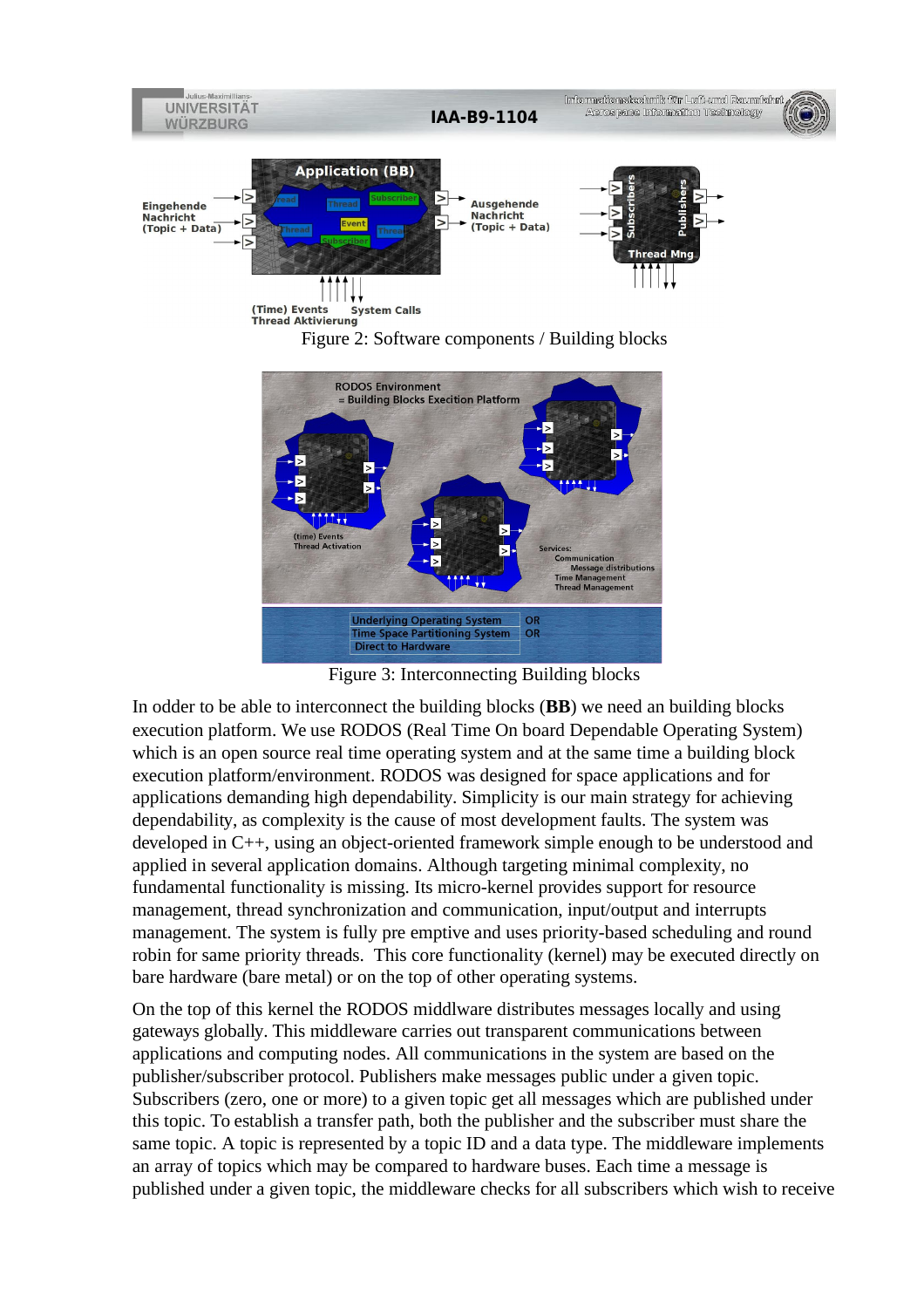Figure 2: Software components / Building blocks

Figure 3: Interconnecting Building blocks

In odder to be able to interconnect the building blocks (**BB**) we need an building blocks execution platform. We use RODOS (Real Time On board Dependable Operating System) which is an open source real time operating system and at the same time a building block execution platform/environment. RODOS was designed for space applications and for applications demanding high dependability. Simplicity is our main strategy for achieving dependability, as complexity is the cause of most development faults. The system was developed in C++, using an object-oriented framework simple enough to be understood and applied in several application domains. Although targeting minimal complexity, no fundamental functionality is missing. Its micro-kernel provides support for resource management, thread synchronization and communication, input/output and interrupts management. The system is fully pre emptive and uses priority-based scheduling and round robin for same priority threads. This core functionality (kernel) may be executed directly on bare hardware (bare metal) or on the top of other operating systems.

On the top of this kernel the RODOS middlware distributes messages locally and using gateways globally. This middleware carries out transparent communications between applications and computing nodes. All communications in the system are based on the publisher/subscriber protocol. Publishers make messages public under a given topic. Subscribers (zero, one or more) to a given topic get all messages which are published under this topic. To establish a transfer path, both the publisher and the subscriber must share the same topic. A topic is represented by a topic ID and a data type. The middleware implements an array of topics which may be compared to hardware buses. Each time a message is published under a given topic, the middleware checks for all subscribers which wish to receive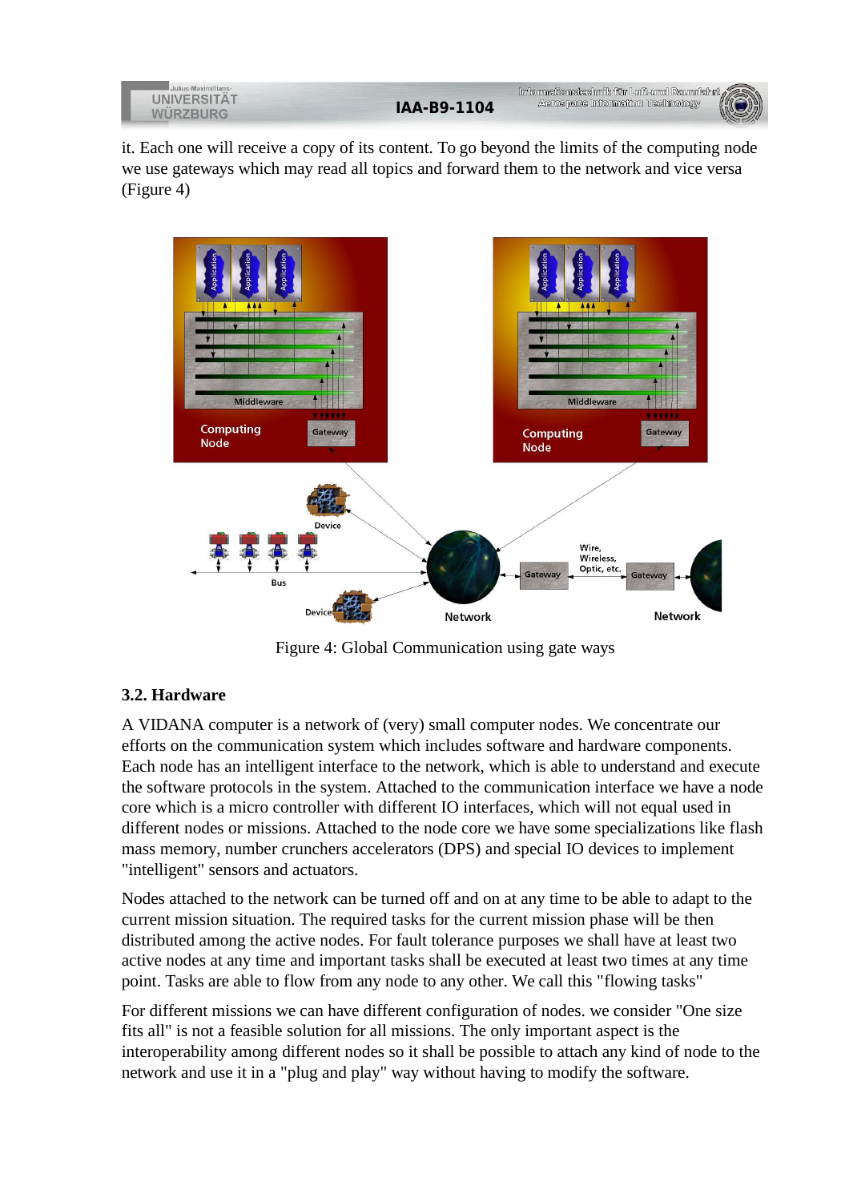it. Each one will receive a copy of its content. To go beyond the limits of the computing node we use gateways which may read all topics and forward them to the network and vice versa (Figure 4)

Application
Application
Application
Middleware
Computing Node
Gateway

Application
Application
Application
Middleware
Computing Node
Gateway

Device
Bus
Device
Network
Gateway
Wire, Wireless, Optic, etc.
Gateway
Network

Figure 4: Global Communication using gate ways

### 3.2. Hardware

A VIDANA computer is a network of (very) small computer nodes. We concentrate our efforts on the communication system which includes software and hardware components. Each node has an intelligent interface to the network, which is able to understand and execute the software protocols in the system. Attached to the communication interface we have a node core which is a micro controller with different IO interfaces, which will not equal used in different nodes or missions. Attached to the node core we have some specializations like flash mass memory, number crunchers accelerators (DPS) and special IO devices to implement "intelligent" sensors and actuators.

Nodes attached to the network can be turned off and on at any time to be able to adapt to the current mission situation. The required tasks for the current mission phase will be then distributed among the active nodes. For fault tolerance purposes we shall have at least two active nodes at any time and important tasks shall be executed at least two times at any time point. Tasks are able to flow from any node to any other. We call this "flowing tasks"

For different missions we can have different configuration of nodes. we consider "One size fits all" is not a feasible solution for all missions. The only important aspect is the interoperability among different nodes so it shall be possible to attach any kind of node to the network and use it in a "plug and play" way without having to modify the software.